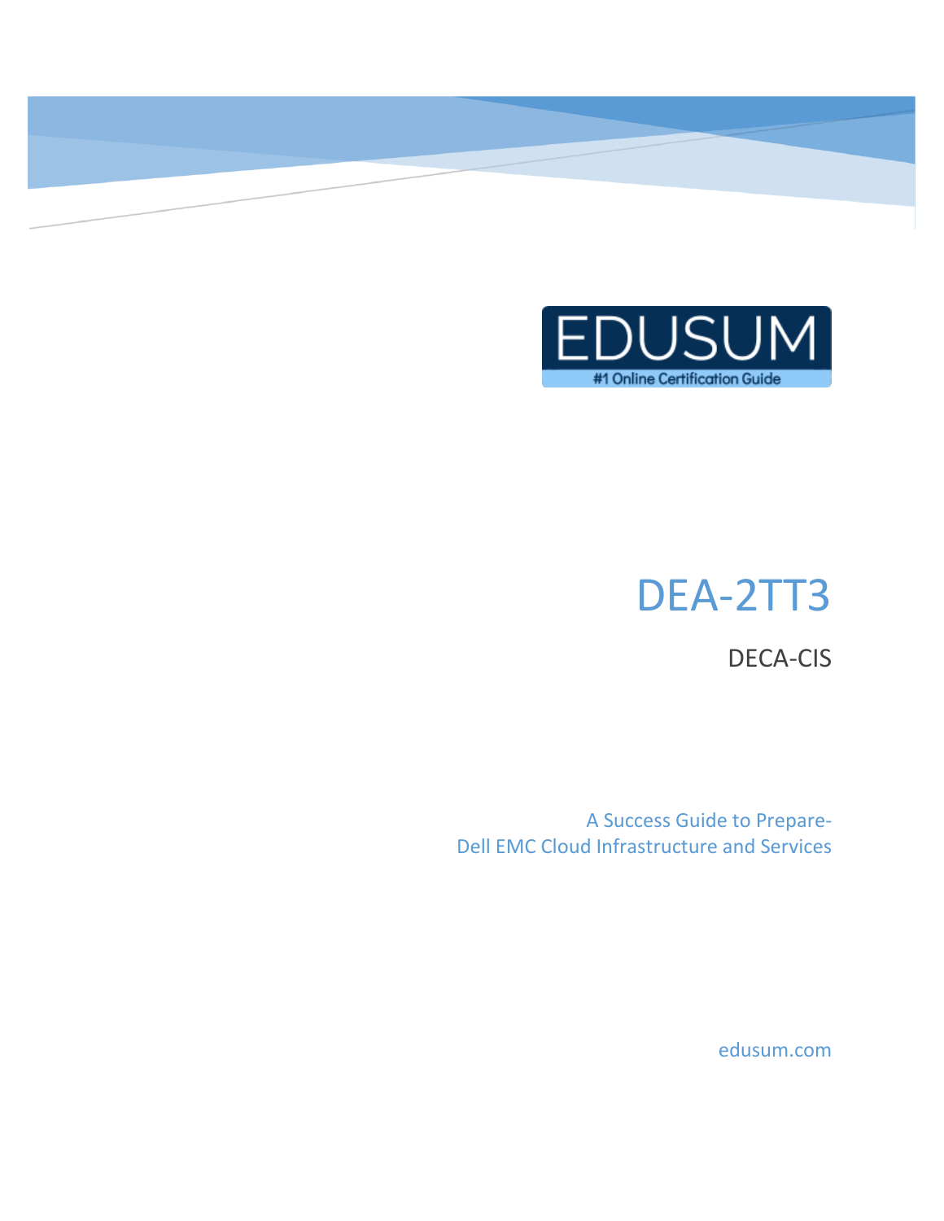EDUSUM

#1 Online Certification Guide

# DEA-2TT3

DECA-CIS

A Success Guide to Prepare-
Dell EMC Cloud Infrastructure and Services

edusum.com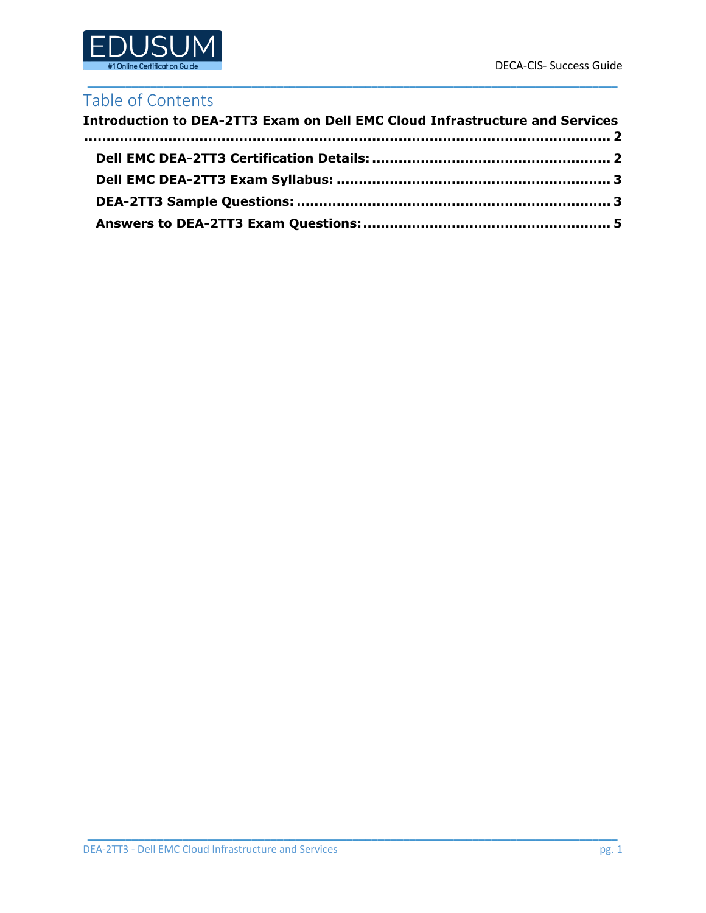# Table of Contents

**Introduction to DEA-2TT3 Exam on Dell EMC Cloud Infrastructure and Services ..... 2**

- **Dell EMC DEA-2TT3 Certification Details: ..... 2**
- **Dell EMC DEA-2TT3 Exam Syllabus: ..... 3**
- **DEA-2TT3 Sample Questions: ..... 3**
- **Answers to DEA-2TT3 Exam Questions: ..... 5**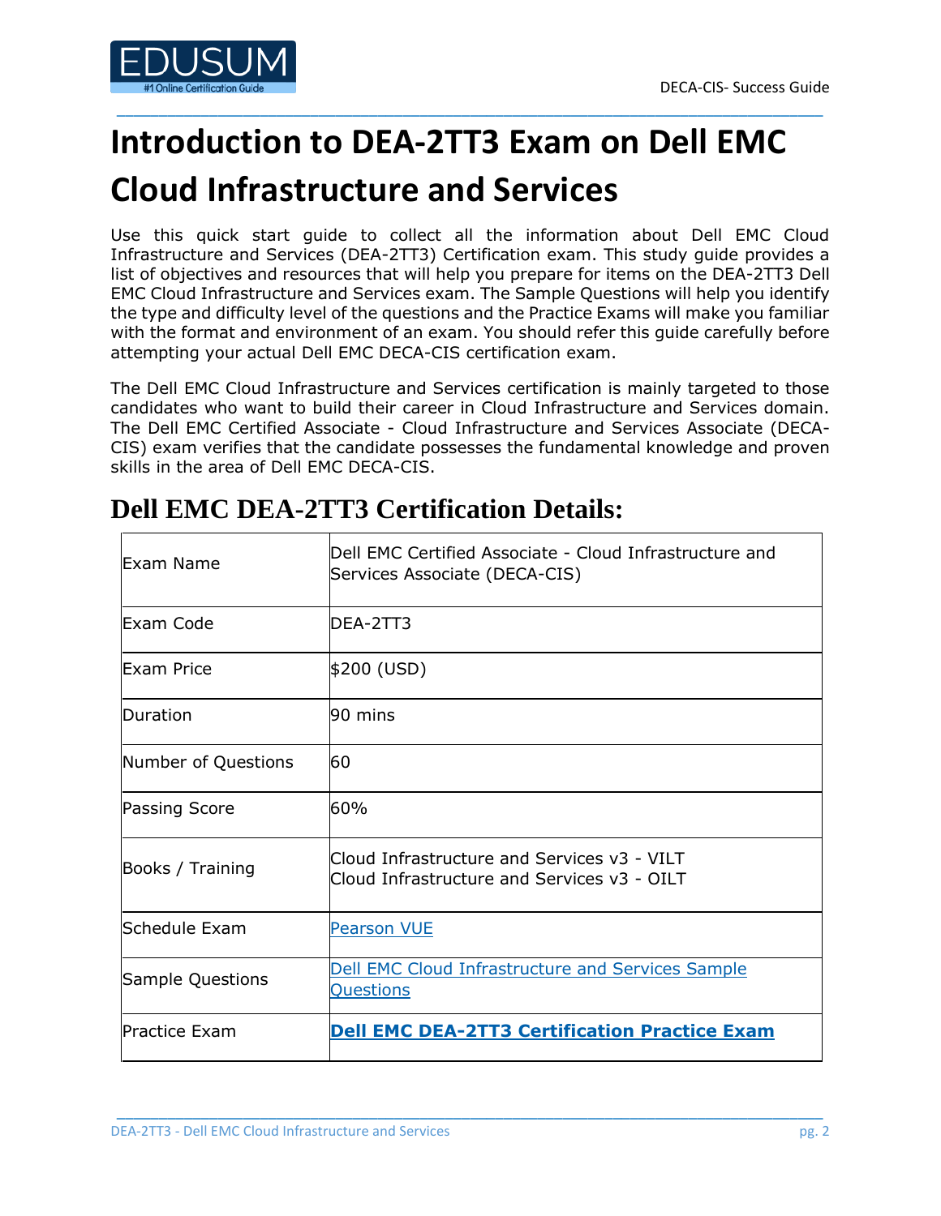# Introduction to DEA-2TT3 Exam on Dell EMC Cloud Infrastructure and Services

Use this quick start guide to collect all the information about Dell EMC Cloud Infrastructure and Services (DEA-2TT3) Certification exam. This study guide provides a list of objectives and resources that will help you prepare for items on the DEA-2TT3 Dell EMC Cloud Infrastructure and Services exam. The Sample Questions will help you identify the type and difficulty level of the questions and the Practice Exams will make you familiar with the format and environment of an exam. You should refer this guide carefully before attempting your actual Dell EMC DECA-CIS certification exam.

The Dell EMC Cloud Infrastructure and Services certification is mainly targeted to those candidates who want to build their career in Cloud Infrastructure and Services domain. The Dell EMC Certified Associate - Cloud Infrastructure and Services Associate (DECA-CIS) exam verifies that the candidate possesses the fundamental knowledge and proven skills in the area of Dell EMC DECA-CIS.

## Dell EMC DEA-2TT3 Certification Details:

| | |
|---|---|
| Exam Name | Dell EMC Certified Associate - Cloud Infrastructure and Services Associate (DECA-CIS) |
| Exam Code | DEA-2TT3 |
| Exam Price | $200 (USD) |
| Duration | 90 mins |
| Number of Questions | 60 |
| Passing Score | 60% |
| Books / Training | Cloud Infrastructure and Services v3 - VILT<br>Cloud Infrastructure and Services v3 - OILT |
| Schedule Exam | Pearson VUE |
| Sample Questions | Dell EMC Cloud Infrastructure and Services Sample Questions |
| Practice Exam | **Dell EMC DEA-2TT3 Certification Practice Exam** |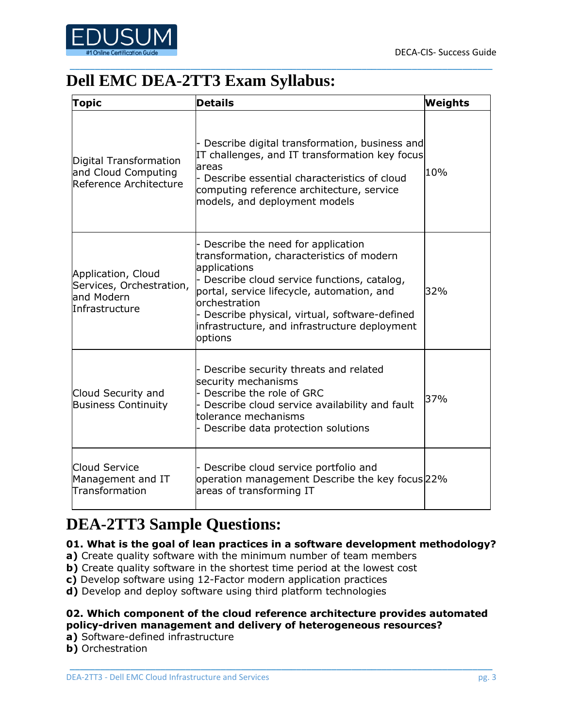## Dell EMC DEA-2TT3 Exam Syllabus:

| Topic | Details | Weights |
| --- | --- | --- |
| Digital Transformation and Cloud Computing Reference Architecture | - Describe digital transformation, business and IT challenges, and IT transformation key focus areas<br>- Describe essential characteristics of cloud computing reference architecture, service models, and deployment models | 10% |
| Application, Cloud Services, Orchestration, and Modern Infrastructure | - Describe the need for application transformation, characteristics of modern applications<br>- Describe cloud service functions, catalog, portal, service lifecycle, automation, and orchestration<br>- Describe physical, virtual, software-defined infrastructure, and infrastructure deployment options | 32% |
| Cloud Security and Business Continuity | - Describe security threats and related security mechanisms<br>- Describe the role of GRC<br>- Describe cloud service availability and fault tolerance mechanisms<br>- Describe data protection solutions | 37% |
| Cloud Service Management and IT Transformation | - Describe cloud service portfolio and operation management Describe the key focus areas of transforming IT | 22% |

## DEA-2TT3 Sample Questions:

**01. What is the goal of lean practices in a software development methodology?**

**a)** Create quality software with the minimum number of team members
**b)** Create quality software in the shortest time period at the lowest cost
**c)** Develop software using 12-Factor modern application practices
**d)** Develop and deploy software using third platform technologies

**02. Which component of the cloud reference architecture provides automated policy-driven management and delivery of heterogeneous resources?**

**a)** Software-defined infrastructure
**b)** Orchestration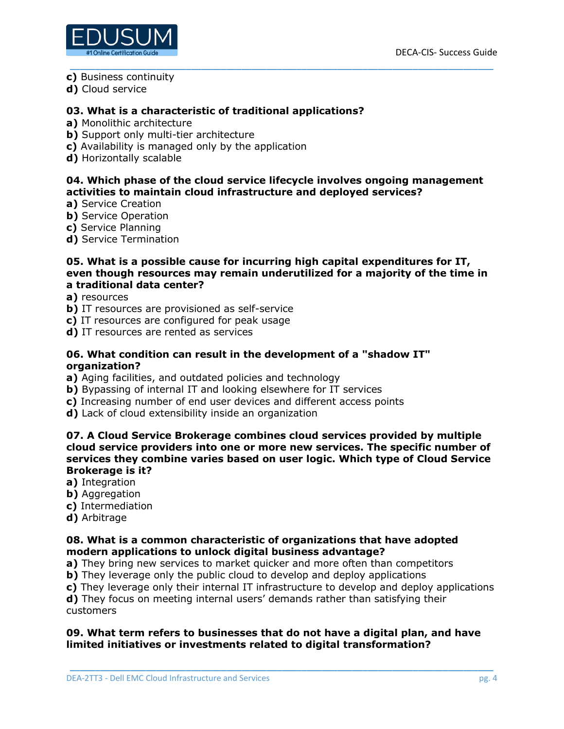**c)** Business continuity
**d)** Cloud service

**03. What is a characteristic of traditional applications?**
**a)** Monolithic architecture
**b)** Support only multi-tier architecture
**c)** Availability is managed only by the application
**d)** Horizontally scalable

**04. Which phase of the cloud service lifecycle involves ongoing management activities to maintain cloud infrastructure and deployed services?**
**a)** Service Creation
**b)** Service Operation
**c)** Service Planning
**d)** Service Termination

**05. What is a possible cause for incurring high capital expenditures for IT, even though resources may remain underutilized for a majority of the time in a traditional data center?**
**a)** resources
**b)** IT resources are provisioned as self-service
**c)** IT resources are configured for peak usage
**d)** IT resources are rented as services

**06. What condition can result in the development of a "shadow IT" organization?**
**a)** Aging facilities, and outdated policies and technology
**b)** Bypassing of internal IT and looking elsewhere for IT services
**c)** Increasing number of end user devices and different access points
**d)** Lack of cloud extensibility inside an organization

**07. A Cloud Service Brokerage combines cloud services provided by multiple cloud service providers into one or more new services. The specific number of services they combine varies based on user logic. Which type of Cloud Service Brokerage is it?**
**a)** Integration
**b)** Aggregation
**c)** Intermediation
**d)** Arbitrage

**08. What is a common characteristic of organizations that have adopted modern applications to unlock digital business advantage?**
**a)** They bring new services to market quicker and more often than competitors
**b)** They leverage only the public cloud to develop and deploy applications
**c)** They leverage only their internal IT infrastructure to develop and deploy applications
**d)** They focus on meeting internal users' demands rather than satisfying their customers

**09. What term refers to businesses that do not have a digital plan, and have limited initiatives or investments related to digital transformation?**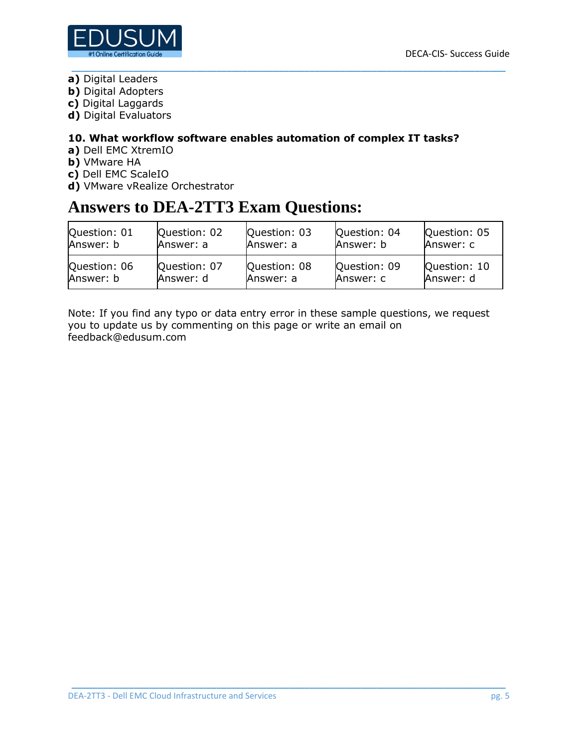**a)** Digital Leaders
**b)** Digital Adopters
**c)** Digital Laggards
**d)** Digital Evaluators

**10. What workflow software enables automation of complex IT tasks?**
**a)** Dell EMC XtremIO
**b)** VMware HA
**c)** Dell EMC ScaleIO
**d)** VMware vRealize Orchestrator

# Answers to DEA-2TT3 Exam Questions:

| | | | | |
|---|---|---|---|---|
| Question: 01<br>Answer: b | Question: 02<br>Answer: a | Question: 03<br>Answer: a | Question: 04<br>Answer: b | Question: 05<br>Answer: c |
| Question: 06<br>Answer: b | Question: 07<br>Answer: d | Question: 08<br>Answer: a | Question: 09<br>Answer: c | Question: 10<br>Answer: d |

Note: If you find any typo or data entry error in these sample questions, we request you to update us by commenting on this page or write an email on feedback@edusum.com